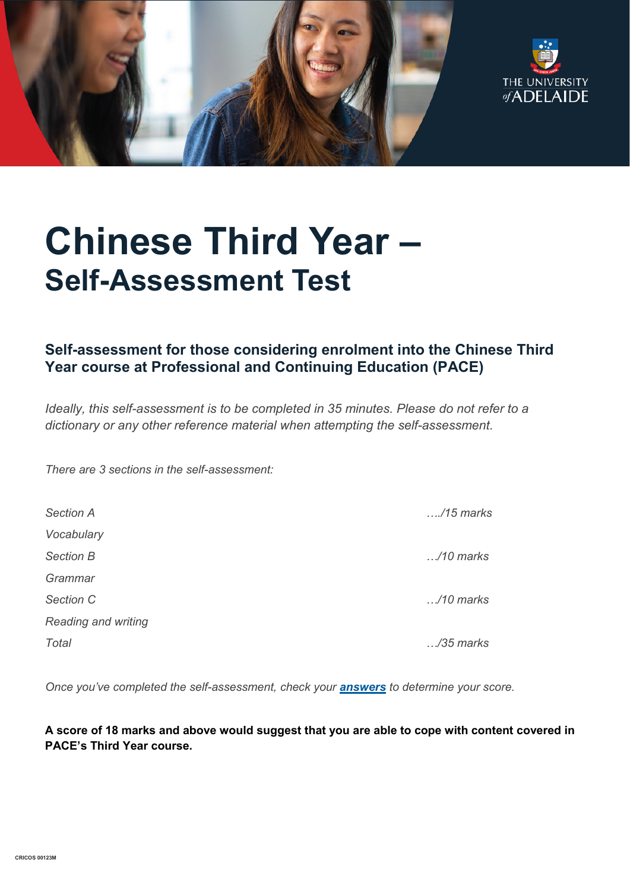# Chinese Third Year –
## Self-Assessment Test

### Self-assessment for those considering enrolment into the Chinese Third Year course at Professional and Continuing Education (PACE)

*Ideally, this self-assessment is to be completed in 35 minutes. Please do not refer to a dictionary or any other reference material when attempting the self-assessment.*

*There are 3 sections in the self-assessment:*

| | |
|---|---|
| *Section A* | *…./15 marks* |
| *Vocabulary* | |
| *Section B* | *…/10 marks* |
| *Grammar* | |
| *Section C* | *…/10 marks* |
| *Reading and writing* | |
| *Total* | *…/35 marks* |

*Once you've completed the self-assessment, check your **answers** to determine your score.*

**A score of 18 marks and above would suggest that you are able to cope with content covered in PACE's Third Year course.**

CRICOS 00123M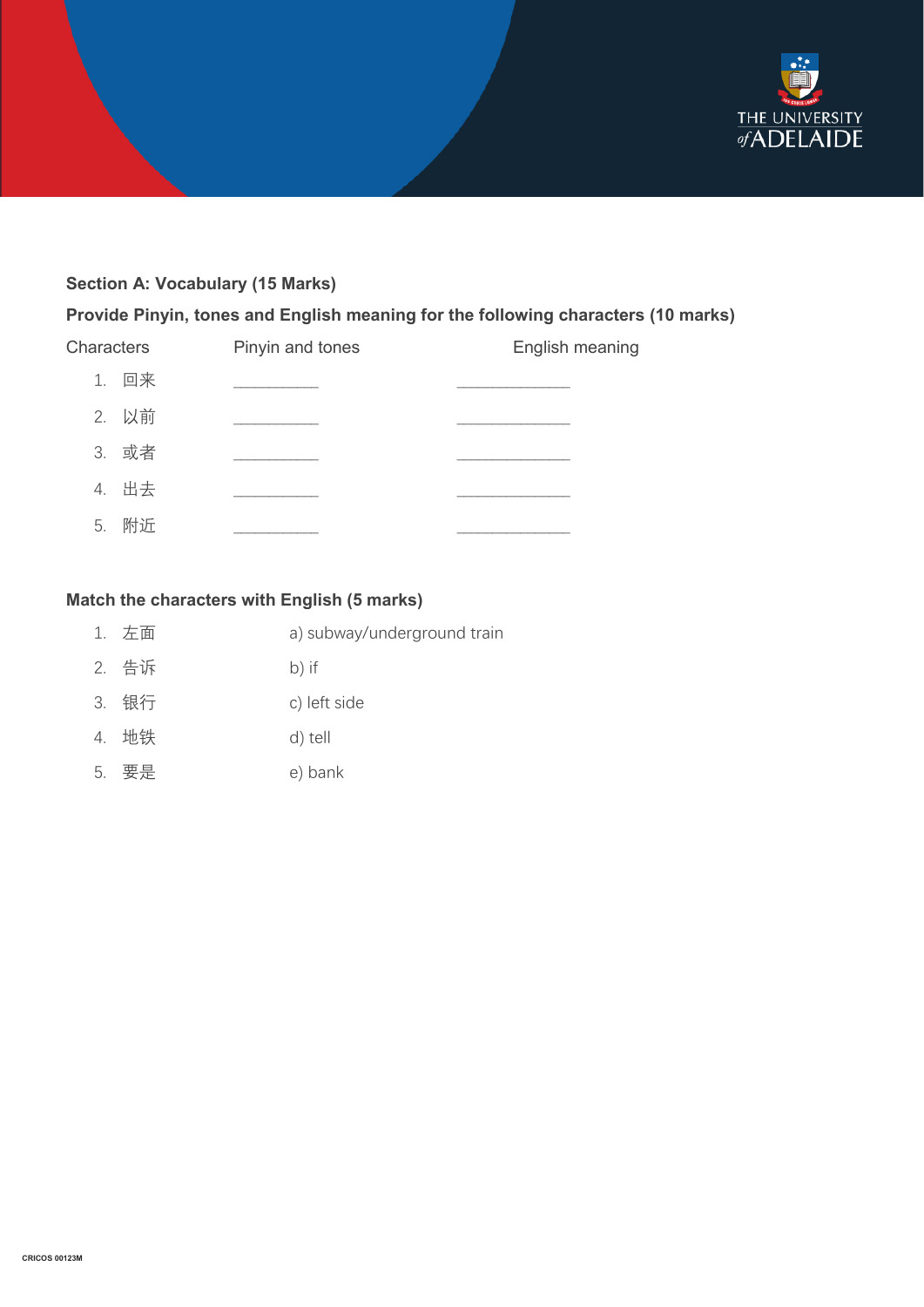**Section A: Vocabulary (15 Marks)**

**Provide Pinyin, tones and English meaning for the following characters (10 marks)**

| Characters | Pinyin and tones | English meaning |
|---|---|---|
| 1. 回来 | __________ | _____________ |
| 2. 以前 | __________ | _____________ |
| 3. 或者 | __________ | _____________ |
| 4. 出去 | __________ | _____________ |
| 5. 附近 | __________ | _____________ |

**Match the characters with English (5 marks)**

1. 左面 a) subway/underground train
2. 告诉 b) if
3. 银行 c) left side
4. 地铁 d) tell
5. 要是 e) bank

CRICOS 00123M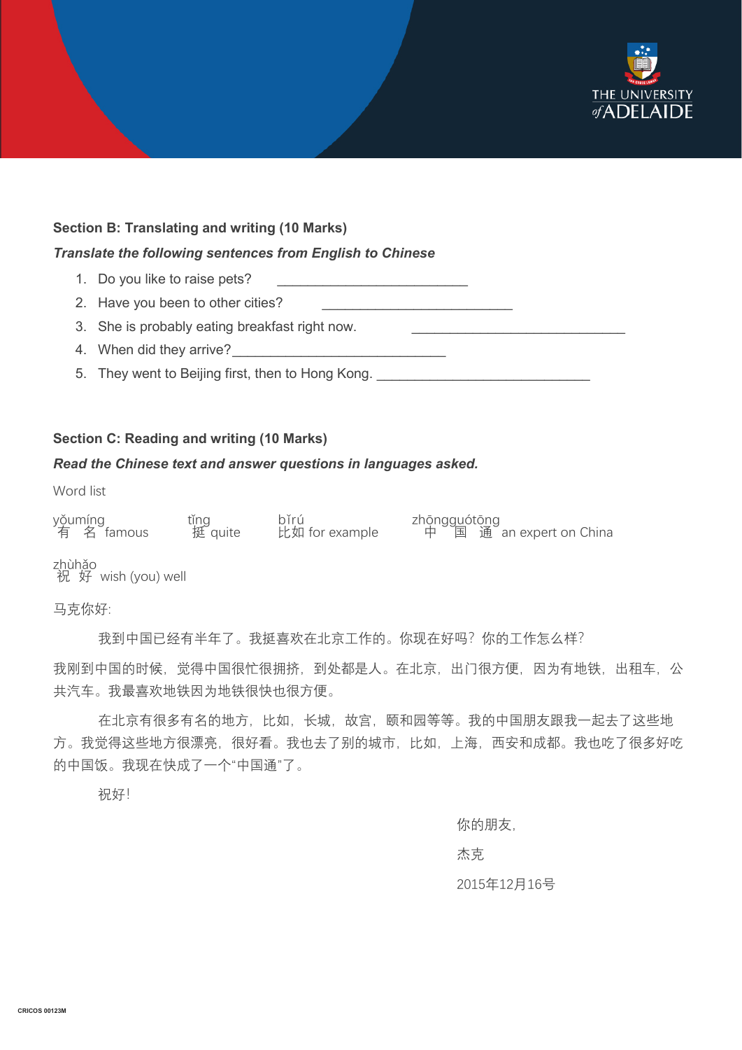**Section B: Translating and writing (10 Marks)**

***Translate the following sentences from English to Chinese***

1. Do you like to raise pets? ___________________________
2. Have you been to other cities? ___________________________
3. She is probably eating breakfast right now. ______________________________
4. When did they arrive? ______________________________
5. They went to Beijing first, then to Hong Kong. ______________________________

**Section C: Reading and writing (10 Marks)**

***Read the Chinese text and answer questions in languages asked.***

Word list

| | | | |
|---|---|---|---|
| yǒumíng 有名 famous | tǐng 挺 quite | bǐrú 比如 for example | zhōngguótōng 中国通 an expert on China |
| zhùhǎo 祝好 wish (you) well | | | |

马克你好:

我到中国已经有半年了。我挺喜欢在北京工作的。你现在好吗？你的工作怎么样？

我刚到中国的时候，觉得中国很忙很拥挤，到处都是人。在北京，出门很方便，因为有地铁，出租车，公共汽车。我最喜欢地铁因为地铁很快也很方便。

在北京有很多有名的地方，比如，长城，故宫，颐和园等等。我的中国朋友跟我一起去了这些地方。我觉得这些地方很漂亮，很好看。我也去了别的城市，比如，上海，西安和成都。我也吃了很多好吃的中国饭。我现在快成了一个"中国通"了。

祝好!

你的朋友,

杰克

2015年12月16号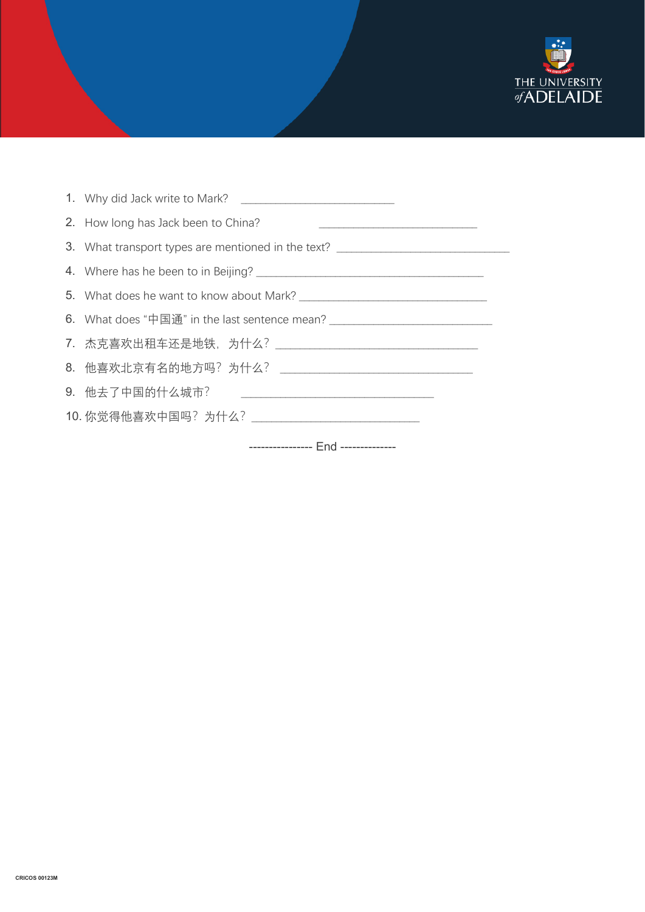1. Why did Jack write to Mark? ___________________________
2. How long has Jack been to China? ____________________________
3. What transport types are mentioned in the text? ______________________________
4. Where has he been to in Beijing? ________________________________________
5. What does he want to know about Mark? _________________________________
6. What does “中国通” in the last sentence mean? ____________________________
7. 杰克喜欢出租车还是地铁，为什么？ ____________________________________
8. 他喜欢北京有名的地方吗？为什么？ __________________________________
9. 他去了中国的什么城市？ __________________________________
10. 你觉得他喜欢中国吗？为什么？ ______________________________

---------------- End --------------